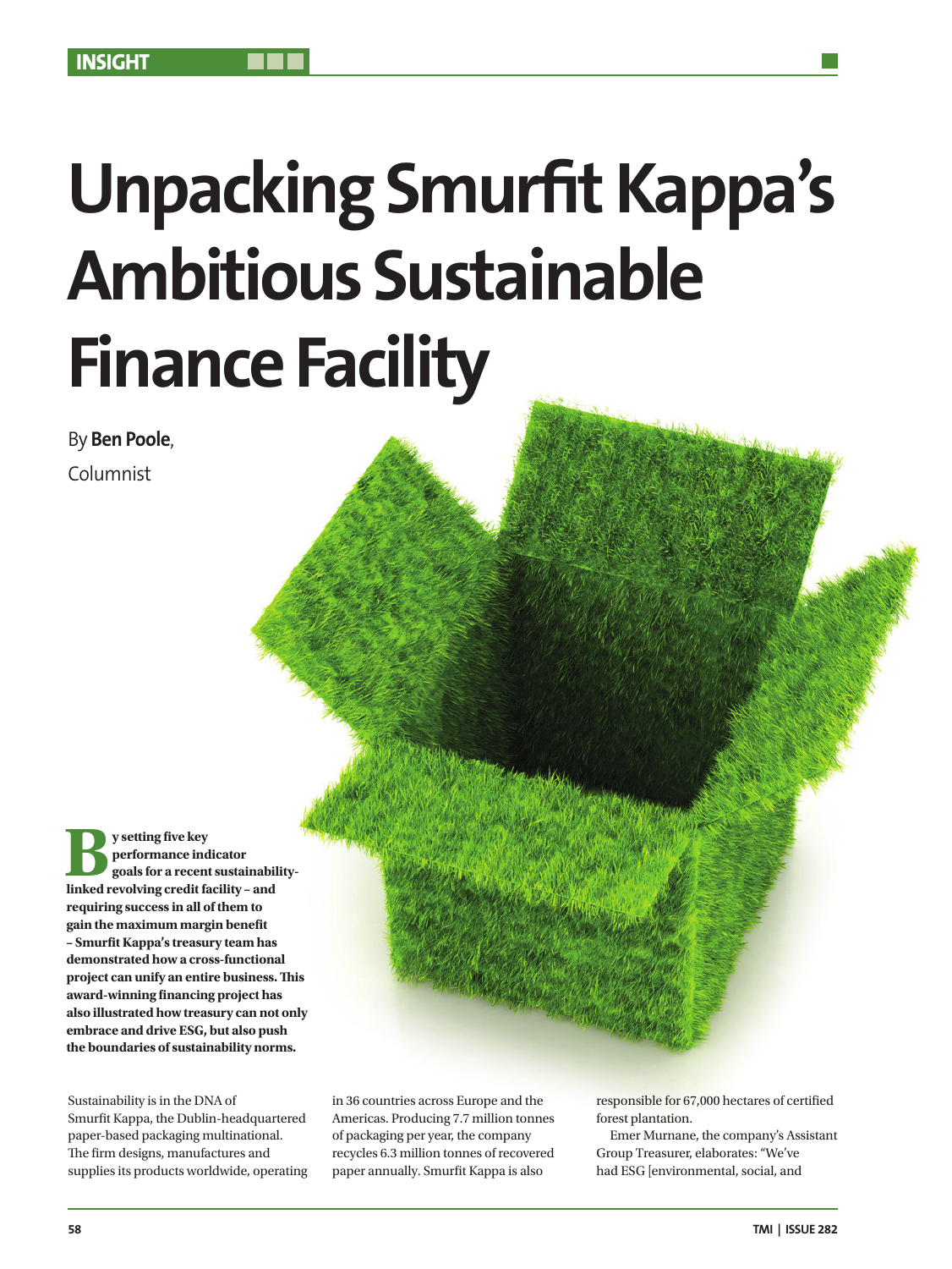# Unpacking Smurfit Kappa's Ambitious Sustainable Finance Facility

By **Ben Poole**, Columnist

**By setting five key performance indicator goals for a recent sustainability-linked revolving credit facility – and requiring success in all of them to gain the maximum margin benefit – Smurfit Kappa's treasury team has demonstrated how a cross-functional project can unify an entire business. This award-winning financing project has also illustrated how treasury can not only embrace and drive ESG, but also push the boundaries of sustainability norms.**

Sustainability is in the DNA of Smurfit Kappa, the Dublin-headquartered paper-based packaging multinational. The firm designs, manufactures and supplies its products worldwide, operating in 36 countries across Europe and the Americas. Producing 7.7 million tonnes of packaging per year, the company recycles 6.3 million tonnes of recovered paper annually. Smurfit Kappa is also responsible for 67,000 hectares of certified forest plantation.

Emer Murnane, the company's Assistant Group Treasurer, elaborates: "We've had ESG [environmental, social, and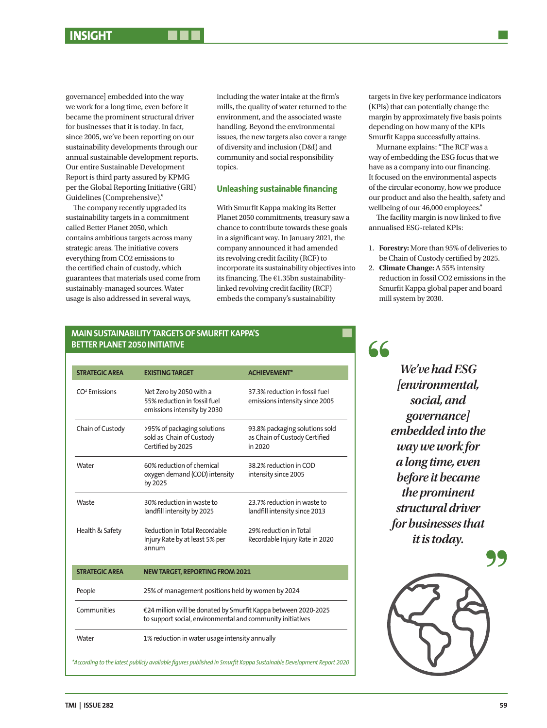governance] embedded into the way we work for a long time, even before it became the prominent structural driver for businesses that it is today. In fact, since 2005, we've been reporting on our sustainability developments through our annual sustainable development reports. Our entire Sustainable Development Report is third party assured by KPMG per the Global Reporting Initiative (GRI) Guidelines (Comprehensive)."

The company recently upgraded its sustainability targets in a commitment called Better Planet 2050, which contains ambitious targets across many strategic areas. The initiative covers everything from CO2 emissions to the certified chain of custody, which guarantees that materials used come from sustainably-managed sources. Water usage is also addressed in several ways, including the water intake at the firm's mills, the quality of water returned to the environment, and the associated waste handling. Beyond the environmental issues, the new targets also cover a range of diversity and inclusion (D&I) and community and social responsibility topics.

## Unleashing sustainable financing

With Smurfit Kappa making its Better Planet 2050 commitments, treasury saw a chance to contribute towards these goals in a significant way. In January 2021, the company announced it had amended its revolving credit facility (RCF) to incorporate its sustainability objectives into its financing. The €1.35bn sustainability-linked revolving credit facility (RCF) embeds the company's sustainability targets in five key performance indicators (KPIs) that can potentially change the margin by approximately five basis points depending on how many of the KPIs Smurfit Kappa successfully attains.

Murnane explains: "The RCF was a way of embedding the ESG focus that we have as a company into our financing. It focused on the environmental aspects of the circular economy, how we produce our product and also the health, safety and wellbeing of our 46,000 employees."

The facility margin is now linked to five annualised ESG-related KPIs:

1. **Forestry:** More than 95% of deliveries to be Chain of Custody certified by 2025.
2. **Climate Change:** A 55% intensity reduction in fossil CO2 emissions in the Smurfit Kappa global paper and board mill system by 2030.

### MAIN SUSTAINABILITY TARGETS OF SMURFIT KAPPA'S BETTER PLANET 2050 INITIATIVE

| STRATEGIC AREA | EXISTING TARGET | ACHIEVEMENT* |
|---|---|---|
| $CO^2$ Emissions | Net Zero by 2050 with a 55% reduction in fossil fuel emissions intensity by 2030 | 37.3% reduction in fossil fuel emissions intensity since 2005 |
| Chain of Custody | >95% of packaging solutions sold as Chain of Custody Certified by 2025 | 93.8% packaging solutions sold as Chain of Custody Certified in 2020 |
| Water | 60% reduction of chemical oxygen demand (COD) intensity by 2025 | 38.2% reduction in COD intensity since 2005 |
| Waste | 30% reduction in waste to landfill intensity by 2025 | 23.7% reduction in waste to landfill intensity since 2013 |
| Health & Safety | Reduction in Total Recordable Injury Rate by at least 5% per annum | 29% reduction in Total Recordable Injury Rate in 2020 |

| STRATEGIC AREA | NEW TARGET, REPORTING FROM 2021 |
|---|---|
| People | 25% of management positions held by women by 2024 |
| Communities | €24 million will be donated by Smurfit Kappa between 2020-2025 to support social, environmental and community initiatives |
| Water | 1% reduction in water usage intensity annually |

*\*According to the latest publicly available figures published in Smurfit Kappa Sustainable Development Report 2020*

> *We've had ESG [environmental, social, and governance] embedded into the way we work for a long time, even before it became the prominent structural driver for businesses that it is today.*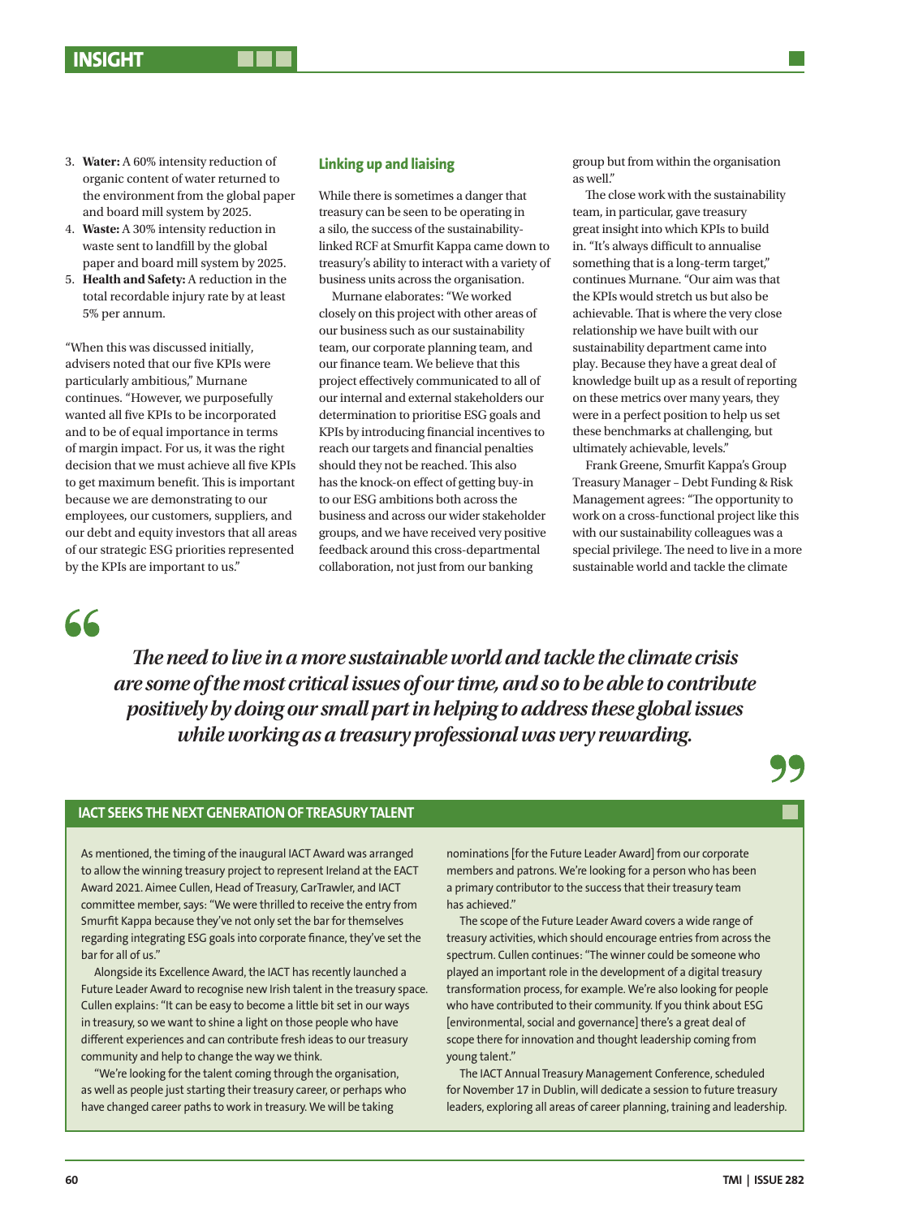3. **Water:** A 60% intensity reduction of organic content of water returned to the environment from the global paper and board mill system by 2025.
4. **Waste:** A 30% intensity reduction in waste sent to landfill by the global paper and board mill system by 2025.
5. **Health and Safety:** A reduction in the total recordable injury rate by at least 5% per annum.

"When this was discussed initially, advisers noted that our five KPIs were particularly ambitious," Murnane continues. "However, we purposefully wanted all five KPIs to be incorporated and to be of equal importance in terms of margin impact. For us, it was the right decision that we must achieve all five KPIs to get maximum benefit. This is important because we are demonstrating to our employees, our customers, suppliers, and our debt and equity investors that all areas of our strategic ESG priorities represented by the KPIs are important to us."

## Linking up and liaising

While there is sometimes a danger that treasury can be seen to be operating in a silo, the success of the sustainability-linked RCF at Smurfit Kappa came down to treasury's ability to interact with a variety of business units across the organisation.

Murnane elaborates: "We worked closely on this project with other areas of our business such as our sustainability team, our corporate planning team, and our finance team. We believe that this project effectively communicated to all of our internal and external stakeholders our determination to prioritise ESG goals and KPIs by introducing financial incentives to reach our targets and financial penalties should they not be reached. This also has the knock-on effect of getting buy-in to our ESG ambitions both across the business and across our wider stakeholder groups, and we have received very positive feedback around this cross-departmental collaboration, not just from our banking group but from within the organisation as well."

The close work with the sustainability team, in particular, gave treasury great insight into which KPIs to build in. "It's always difficult to annualise something that is a long-term target," continues Murnane. "Our aim was that the KPIs would stretch us but also be achievable. That is where the very close relationship we have built with our sustainability department came into play. Because they have a great deal of knowledge built up as a result of reporting on these metrics over many years, they were in a perfect position to help us set these benchmarks at challenging, but ultimately achievable, levels."

Frank Greene, Smurfit Kappa's Group Treasury Manager – Debt Funding & Risk Management agrees: "The opportunity to work on a cross-functional project like this with our sustainability colleagues was a special privilege. The need to live in a more sustainable world and tackle the climate

> ***The need to live in a more sustainable world and tackle the climate crisis are some of the most critical issues of our time, and so to be able to contribute positively by doing our small part in helping to address these global issues while working as a treasury professional was very rewarding.***

### IACT SEEKS THE NEXT GENERATION OF TREASURY TALENT

As mentioned, the timing of the inaugural IACT Award was arranged to allow the winning treasury project to represent Ireland at the EACT Award 2021. Aimee Cullen, Head of Treasury, CarTrawler, and IACT committee member, says: "We were thrilled to receive the entry from Smurfit Kappa because they've not only set the bar for themselves regarding integrating ESG goals into corporate finance, they've set the bar for all of us."

Alongside its Excellence Award, the IACT has recently launched a Future Leader Award to recognise new Irish talent in the treasury space. Cullen explains: "It can be easy to become a little bit set in our ways in treasury, so we want to shine a light on those people who have different experiences and can contribute fresh ideas to our treasury community and help to change the way we think.

"We're looking for the talent coming through the organisation, as well as people just starting their treasury career, or perhaps who have changed career paths to work in treasury. We will be taking nominations [for the Future Leader Award] from our corporate members and patrons. We're looking for a person who has been a primary contributor to the success that their treasury team has achieved."

The scope of the Future Leader Award covers a wide range of treasury activities, which should encourage entries from across the spectrum. Cullen continues: "The winner could be someone who played an important role in the development of a digital treasury transformation process, for example. We're also looking for people who have contributed to their community. If you think about ESG [environmental, social and governance] there's a great deal of scope there for innovation and thought leadership coming from young talent."

The IACT Annual Treasury Management Conference, scheduled for November 17 in Dublin, will dedicate a session to future treasury leaders, exploring all areas of career planning, training and leadership.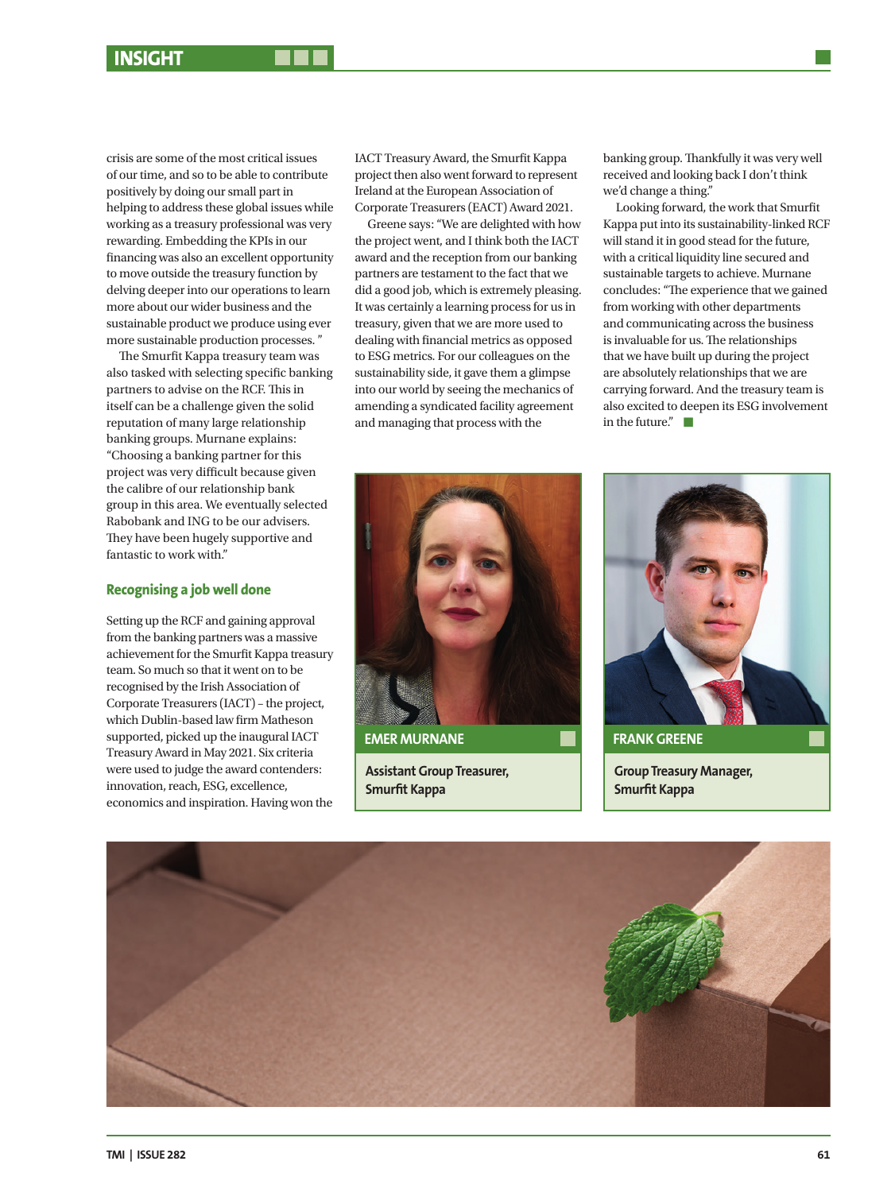crisis are some of the most critical issues of our time, and so to be able to contribute positively by doing our small part in helping to address these global issues while working as a treasury professional was very rewarding. Embedding the KPIs in our financing was also an excellent opportunity to move outside the treasury function by delving deeper into our operations to learn more about our wider business and the sustainable product we produce using ever more sustainable production processes. "

The Smurfit Kappa treasury team was also tasked with selecting specific banking partners to advise on the RCF. This in itself can be a challenge given the solid reputation of many large relationship banking groups. Murnane explains: "Choosing a banking partner for this project was very difficult because given the calibre of our relationship bank group in this area. We eventually selected Rabobank and ING to be our advisers. They have been hugely supportive and fantastic to work with."

### Recognising a job well done

Setting up the RCF and gaining approval from the banking partners was a massive achievement for the Smurfit Kappa treasury team. So much so that it went on to be recognised by the Irish Association of Corporate Treasurers (IACT) – the project, which Dublin-based law firm Matheson supported, picked up the inaugural IACT Treasury Award in May 2021. Six criteria were used to judge the award contenders: innovation, reach, ESG, excellence, economics and inspiration. Having won the IACT Treasury Award, the Smurfit Kappa project then also went forward to represent Ireland at the European Association of Corporate Treasurers (EACT) Award 2021.

Greene says: "We are delighted with how the project went, and I think both the IACT award and the reception from our banking partners are testament to the fact that we did a good job, which is extremely pleasing. It was certainly a learning process for us in treasury, given that we are more used to dealing with financial metrics as opposed to ESG metrics. For our colleagues on the sustainability side, it gave them a glimpse into our world by seeing the mechanics of amending a syndicated facility agreement and managing that process with the banking group. Thankfully it was very well received and looking back I don't think we'd change a thing."

Looking forward, the work that Smurfit Kappa put into its sustainability-linked RCF will stand it in good stead for the future, with a critical liquidity line secured and sustainable targets to achieve. Murnane concludes: "The experience that we gained from working with other departments and communicating across the business is invaluable for us. The relationships that we have built up during the project are absolutely relationships that we are carrying forward. And the treasury team is also excited to deepen its ESG involvement in the future."

**EMER MURNANE**

**Assistant Group Treasurer, Smurfit Kappa**

**FRANK GREENE**

**Group Treasury Manager, Smurfit Kappa**